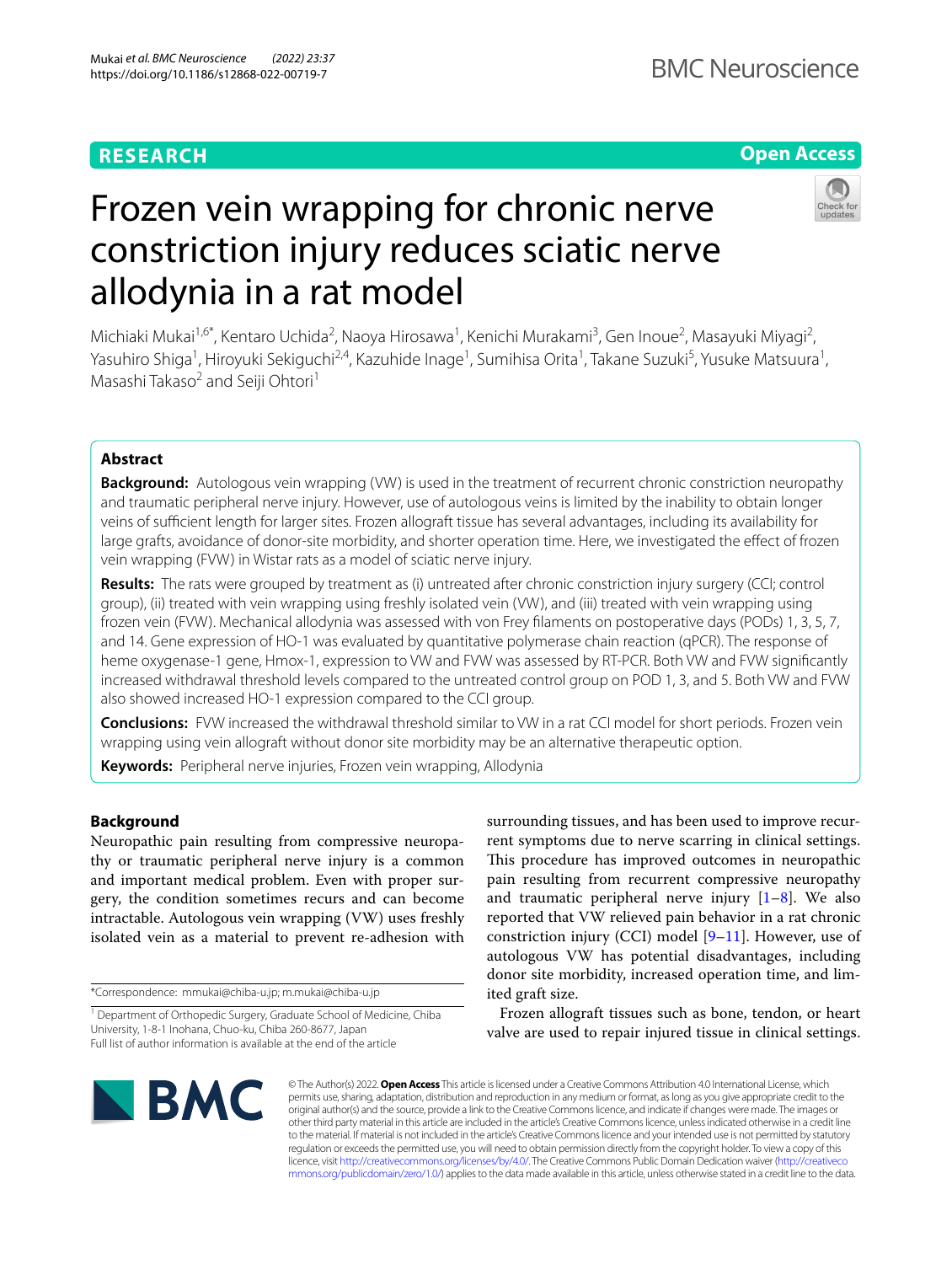**RESEARCH** **Open Access**

# Frozen vein wrapping for chronic nerve constriction injury reduces sciatic nerve allodynia in a rat model

Michiaki Mukai[1,6*], Kentaro Uchida[2], Naoya Hirosawa[1], Kenichi Murakami[3], Gen Inoue[2], Masayuki Miyagi[2], Yasuhiro Shiga[1], Hiroyuki Sekiguchi[2,4], Kazuhide Inage[1], Sumihisa Orita[1], Takane Suzuki[5], Yusuke Matsuura[1], Masashi Takaso[2] and Seiji Ohtori[1]

## Abstract

**Background:** Autologous vein wrapping (VW) is used in the treatment of recurrent chronic constriction neuropathy and traumatic peripheral nerve injury. However, use of autologous veins is limited by the inability to obtain longer veins of sufficient length for larger sites. Frozen allograft tissue has several advantages, including its availability for large grafts, avoidance of donor-site morbidity, and shorter operation time. Here, we investigated the effect of frozen vein wrapping (FVW) in Wistar rats as a model of sciatic nerve injury.

**Results:** The rats were grouped by treatment as (i) untreated after chronic constriction injury surgery (CCI; control group), (ii) treated with vein wrapping using freshly isolated vein (VW), and (iii) treated with vein wrapping using frozen vein (FVW). Mechanical allodynia was assessed with von Frey filaments on postoperative days (PODs) 1, 3, 5, 7, and 14. Gene expression of HO-1 was evaluated by quantitative polymerase chain reaction (qPCR). The response of heme oxygenase-1 gene, Hmox-1, expression to VW and FVW was assessed by RT-PCR. Both VW and FVW significantly increased withdrawal threshold levels compared to the untreated control group on POD 1, 3, and 5. Both VW and FVW also showed increased HO-1 expression compared to the CCI group.

**Conclusions:** FVW increased the withdrawal threshold similar to VW in a rat CCI model for short periods. Frozen vein wrapping using vein allograft without donor site morbidity may be an alternative therapeutic option.

**Keywords:** Peripheral nerve injuries, Frozen vein wrapping, Allodynia

## Background

Neuropathic pain resulting from compressive neuropathy or traumatic peripheral nerve injury is a common and important medical problem. Even with proper surgery, the condition sometimes recurs and can become intractable. Autologous vein wrapping (VW) uses freshly isolated vein as a material to prevent re-adhesion with surrounding tissues, and has been used to improve recurrent symptoms due to nerve scarring in clinical settings. This procedure has improved outcomes in neuropathic pain resulting from recurrent compressive neuropathy and traumatic peripheral nerve injury [1–8]. We also reported that VW relieved pain behavior in a rat chronic constriction injury (CCI) model [9–11]. However, use of autologous VW has potential disadvantages, including donor site morbidity, increased operation time, and limited graft size.

Frozen allograft tissues such as bone, tendon, or heart valve are used to repair injured tissue in clinical settings.

*Correspondence: mmukai@chiba-u.jp; m.mukai@chiba-u.jp

[1] Department of Orthopedic Surgery, Graduate School of Medicine, Chiba University, 1-8-1 Inohana, Chuo-ku, Chiba 260-8677, Japan

Full list of author information is available at the end of the article

© The Author(s) 2022. **Open Access** This article is licensed under a Creative Commons Attribution 4.0 International License, which permits use, sharing, adaptation, distribution and reproduction in any medium or format, as long as you give appropriate credit to the original author(s) and the source, provide a link to the Creative Commons licence, and indicate if changes were made. The images or other third party material in this article are included in the article's Creative Commons licence, unless indicated otherwise in a credit line to the material. If material is not included in the article's Creative Commons licence and your intended use is not permitted by statutory regulation or exceeds the permitted use, you will need to obtain permission directly from the copyright holder. To view a copy of this licence, visit http://creativecommons.org/licenses/by/4.0/. The Creative Commons Public Domain Dedication waiver (http://creativecommons.org/publicdomain/zero/1.0/) applies to the data made available in this article, unless otherwise stated in a credit line to the data.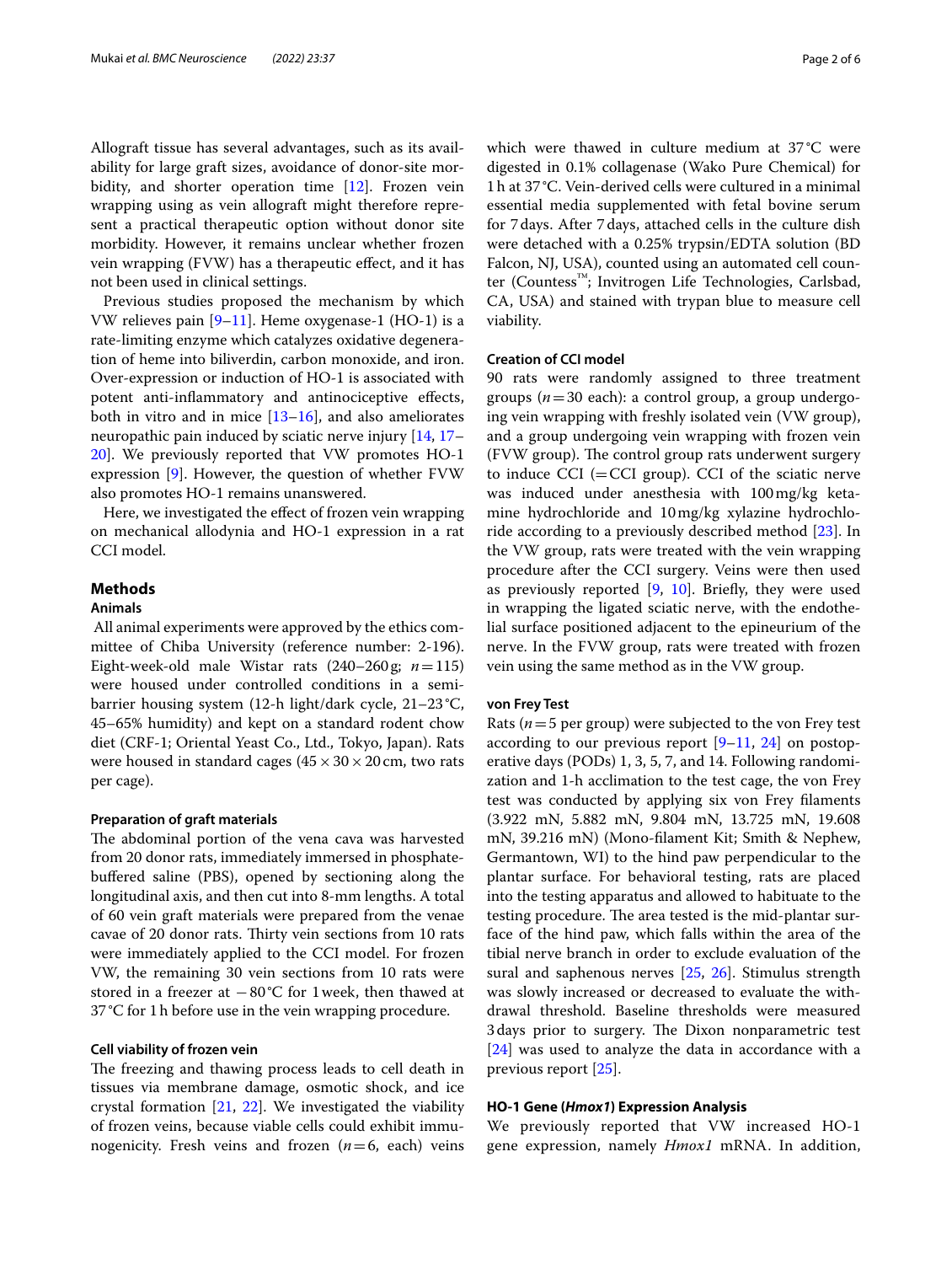Allograft tissue has several advantages, such as its availability for large graft sizes, avoidance of donor-site morbidity, and shorter operation time [12]. Frozen vein wrapping using as vein allograft might therefore represent a practical therapeutic option without donor site morbidity. However, it remains unclear whether frozen vein wrapping (FVW) has a therapeutic effect, and it has not been used in clinical settings.

Previous studies proposed the mechanism by which VW relieves pain [9–11]. Heme oxygenase-1 (HO-1) is a rate-limiting enzyme which catalyzes oxidative degeneration of heme into biliverdin, carbon monoxide, and iron. Over-expression or induction of HO-1 is associated with potent anti-inflammatory and antinociceptive effects, both in vitro and in mice [13–16], and also ameliorates neuropathic pain induced by sciatic nerve injury [14, 17–20]. We previously reported that VW promotes HO-1 expression [9]. However, the question of whether FVW also promotes HO-1 remains unanswered.

Here, we investigated the effect of frozen vein wrapping on mechanical allodynia and HO-1 expression in a rat CCI model.

## Methods

### Animals

All animal experiments were approved by the ethics committee of Chiba University (reference number: 2-196). Eight-week-old male Wistar rats (240–260 g; $n = 115$) were housed under controlled conditions in a semi-barrier housing system (12-h light/dark cycle, 21–23 °C, 45–65% humidity) and kept on a standard rodent chow diet (CRF-1; Oriental Yeast Co., Ltd., Tokyo, Japan). Rats were housed in standard cages (45 × 30 × 20 cm, two rats per cage).

### Preparation of graft materials

The abdominal portion of the vena cava was harvested from 20 donor rats, immediately immersed in phosphate-buffered saline (PBS), opened by sectioning along the longitudinal axis, and then cut into 8-mm lengths. A total of 60 vein graft materials were prepared from the venae cavae of 20 donor rats. Thirty vein sections from 10 rats were immediately applied to the CCI model. For frozen VW, the remaining 30 vein sections from 10 rats were stored in a freezer at −80 °C for 1 week, then thawed at 37 °C for 1 h before use in the vein wrapping procedure.

### Cell viability of frozen vein

The freezing and thawing process leads to cell death in tissues via membrane damage, osmotic shock, and ice crystal formation [21, 22]. We investigated the viability of frozen veins, because viable cells could exhibit immunogenicity. Fresh veins and frozen ($n = 6$, each) veins which were thawed in culture medium at 37 °C were digested in 0.1% collagenase (Wako Pure Chemical) for 1 h at 37 °C. Vein-derived cells were cultured in a minimal essential media supplemented with fetal bovine serum for 7 days. After 7 days, attached cells in the culture dish were detached with a 0.25% trypsin/EDTA solution (BD Falcon, NJ, USA), counted using an automated cell counter (Countess™; Invitrogen Life Technologies, Carlsbad, CA, USA) and stained with trypan blue to measure cell viability.

### Creation of CCI model

90 rats were randomly assigned to three treatment groups ($n = 30$ each): a control group, a group undergoing vein wrapping with freshly isolated vein (VW group), and a group undergoing vein wrapping with frozen vein (FVW group). The control group rats underwent surgery to induce CCI (=CCI group). CCI of the sciatic nerve was induced under anesthesia with 100 mg/kg ketamine hydrochloride and 10 mg/kg xylazine hydrochloride according to a previously described method [23]. In the VW group, rats were treated with the vein wrapping procedure after the CCI surgery. Veins were then used as previously reported [9, 10]. Briefly, they were used in wrapping the ligated sciatic nerve, with the endothelial surface positioned adjacent to the epineurium of the nerve. In the FVW group, rats were treated with frozen vein using the same method as in the VW group.

### von Frey Test

Rats ($n = 5$ per group) were subjected to the von Frey test according to our previous report [9–11, 24] on postoperative days (PODs) 1, 3, 5, 7, and 14. Following randomization and 1-h acclimation to the test cage, the von Frey test was conducted by applying six von Frey filaments (3.922 mN, 5.882 mN, 9.804 mN, 13.725 mN, 19.608 mN, 39.216 mN) (Mono-filament Kit; Smith & Nephew, Germantown, WI) to the hind paw perpendicular to the plantar surface. For behavioral testing, rats are placed into the testing apparatus and allowed to habituate to the testing procedure. The area tested is the mid-plantar surface of the hind paw, which falls within the area of the tibial nerve branch in order to exclude evaluation of the sural and saphenous nerves [25, 26]. Stimulus strength was slowly increased or decreased to evaluate the withdrawal threshold. Baseline thresholds were measured 3 days prior to surgery. The Dixon nonparametric test [24] was used to analyze the data in accordance with a previous report [25].

### HO-1 Gene (*Hmox1*) Expression Analysis

We previously reported that VW increased HO-1 gene expression, namely *Hmox1* mRNA. In addition,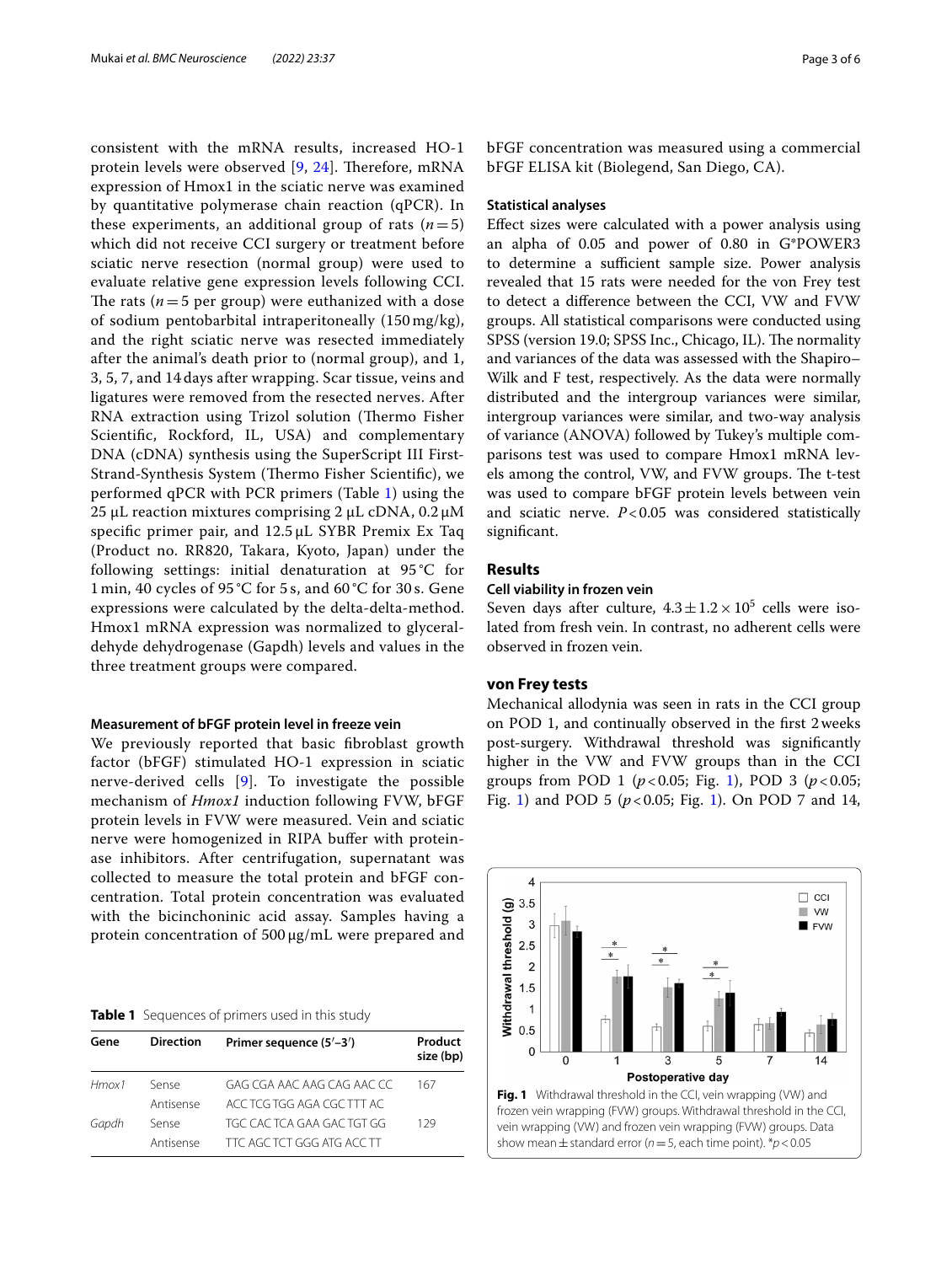consistent with the mRNA results, increased HO-1 protein levels were observed [9, 24]. Therefore, mRNA expression of Hmox1 in the sciatic nerve was examined by quantitative polymerase chain reaction (qPCR). In these experiments, an additional group of rats ($n=5$) which did not receive CCI surgery or treatment before sciatic nerve resection (normal group) were used to evaluate relative gene expression levels following CCI. The rats ($n=5$ per group) were euthanized with a dose of sodium pentobarbital intraperitoneally (150 mg/kg), and the right sciatic nerve was resected immediately after the animal's death prior to (normal group), and 1, 3, 5, 7, and 14 days after wrapping. Scar tissue, veins and ligatures were removed from the resected nerves. After RNA extraction using Trizol solution (Thermo Fisher Scientific, Rockford, IL, USA) and complementary DNA (cDNA) synthesis using the SuperScript III First-Strand-Synthesis System (Thermo Fisher Scientific), we performed qPCR with PCR primers (Table 1) using the 25 μL reaction mixtures comprising 2 μL cDNA, 0.2 μM specific primer pair, and 12.5 μL SYBR Premix Ex Taq (Product no. RR820, Takara, Kyoto, Japan) under the following settings: initial denaturation at 95 °C for 1 min, 40 cycles of 95 °C for 5 s, and 60 °C for 30 s. Gene expressions were calculated by the delta-delta-method. Hmox1 mRNA expression was normalized to glyceraldehyde dehydrogenase (Gapdh) levels and values in the three treatment groups were compared.

#### Measurement of bFGF protein level in freeze vein

We previously reported that basic fibroblast growth factor (bFGF) stimulated HO-1 expression in sciatic nerve-derived cells [9]. To investigate the possible mechanism of *Hmox1* induction following FVW, bFGF protein levels in FVW were measured. Vein and sciatic nerve were homogenized in RIPA buffer with proteinase inhibitors. After centrifugation, supernatant was collected to measure the total protein and bFGF concentration. Total protein concentration was evaluated with the bicinchoninic acid assay. Samples having a protein concentration of 500 μg/mL were prepared and bFGF concentration was measured using a commercial bFGF ELISA kit (Biolegend, San Diego, CA).

**Table 1** Sequences of primers used in this study

| Gene | Direction | Primer sequence (5′–3′) | Product size (bp) |
|---|---|---|---|
| *Hmox1* | Sense | GAG CGA AAC AAG CAG AAC CC | 167 |
| | Antisense | ACC TCG TGG AGA CGC TTT AC | |
| *Gapdh* | Sense | TGC CAC TCA GAA GAC TGT GG | 129 |
| | Antisense | TTC AGC TCT GGG ATG ACC TT | |

#### Statistical analyses

Effect sizes were calculated with a power analysis using an alpha of 0.05 and power of 0.80 in G*POWER3 to determine a sufficient sample size. Power analysis revealed that 15 rats were needed for the von Frey test to detect a difference between the CCI, VW and FVW groups. All statistical comparisons were conducted using SPSS (version 19.0; SPSS Inc., Chicago, IL). The normality and variances of the data was assessed with the Shapiro–Wilk and F test, respectively. As the data were normally distributed and the intergroup variances were similar, intergroup variances were similar, and two-way analysis of variance (ANOVA) followed by Tukey's multiple comparisons test was used to compare Hmox1 mRNA levels among the control, VW, and FVW groups. The t-test was used to compare bFGF protein levels between vein and sciatic nerve. $P<0.05$ was considered statistically significant.

## Results

#### Cell viability in frozen vein

Seven days after culture, $4.3 \pm 1.2 \times 10^5$ cells were isolated from fresh vein. In contrast, no adherent cells were observed in frozen vein.

### von Frey tests

Mechanical allodynia was seen in rats in the CCI group on POD 1, and continually observed in the first 2 weeks post-surgery. Withdrawal threshold was significantly higher in the VW and FVW groups than in the CCI groups from POD 1 ($p<0.05$; Fig. 1), POD 3 ($p<0.05$; Fig. 1) and POD 5 ($p<0.05$; Fig. 1). On POD 7 and 14,

**Fig. 1** Withdrawal threshold in the CCI, vein wrapping (VW) and frozen vein wrapping (FVW) groups. Withdrawal threshold in the CCI, vein wrapping (VW) and frozen vein wrapping (FVW) groups. Data show mean ± standard error ($n=5$, each time point). *$p<0.05$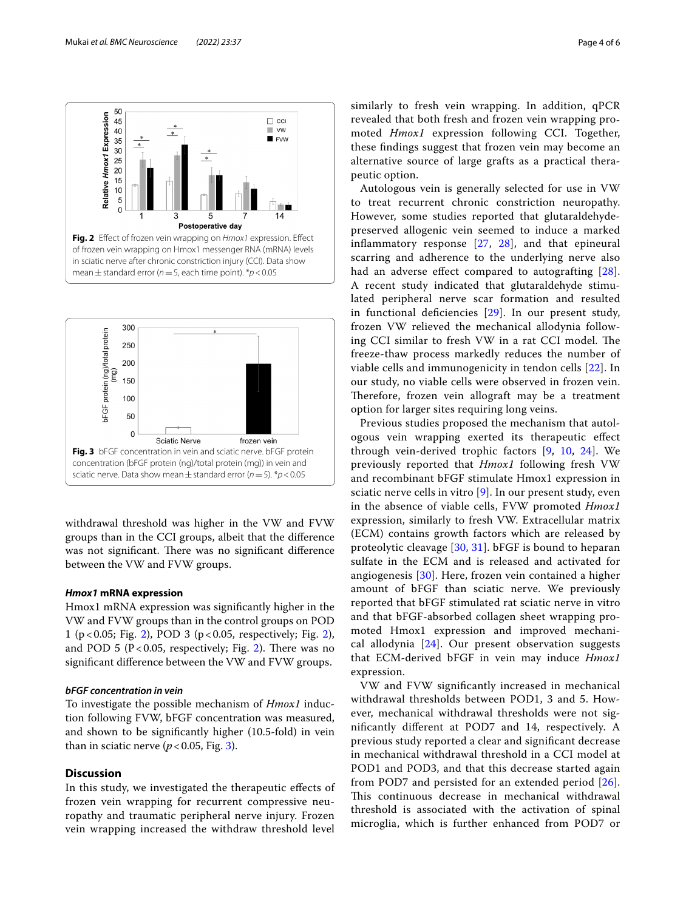Fig. 2 Effect of frozen vein wrapping on *Hmox1* expression. Effect of frozen vein wrapping on Hmox1 messenger RNA (mRNA) levels in sciatic nerve after chronic constriction injury (CCI). Data show mean ± standard error ($n = 5$, each time point). *$p < 0.05$

Fig. 3 bFGF concentration in vein and sciatic nerve. bFGF protein concentration (bFGF protein (ng)/total protein (mg)) in vein and sciatic nerve. Data show mean ± standard error ($n = 5$). *$p < 0.05$

withdrawal threshold was higher in the VW and FVW groups than in the CCI groups, albeit that the difference was not significant. There was no significant difference between the VW and FVW groups.

### *Hmox1* mRNA expression

Hmox1 mRNA expression was significantly higher in the VW and FVW groups than in the control groups on POD 1 ($p < 0.05$; Fig. 2), POD 3 ($p < 0.05$, respectively; Fig. 2), and POD 5 ($P < 0.05$, respectively; Fig. 2). There was no significant difference between the VW and FVW groups.

### *bFGF concentration in vein*

To investigate the possible mechanism of *Hmox1* induction following FVW, bFGF concentration was measured, and shown to be significantly higher (10.5-fold) in vein than in sciatic nerve ($p < 0.05$, Fig. 3).

## Discussion

In this study, we investigated the therapeutic effects of frozen vein wrapping for recurrent compressive neuropathy and traumatic peripheral nerve injury. Frozen vein wrapping increased the withdraw threshold level similarly to fresh vein wrapping. In addition, qPCR revealed that both fresh and frozen vein wrapping promoted *Hmox1* expression following CCI. Together, these findings suggest that frozen vein may become an alternative source of large grafts as a practical therapeutic option.

Autologous vein is generally selected for use in VW to treat recurrent chronic constriction neuropathy. However, some studies reported that glutaraldehyde-preserved allogenic vein seemed to induce a marked inflammatory response [27, 28], and that epineural scarring and adherence to the underlying nerve also had an adverse effect compared to autografting [28]. A recent study indicated that glutaraldehyde stimulated peripheral nerve scar formation and resulted in functional deficiencies [29]. In our present study, frozen VW relieved the mechanical allodynia following CCI similar to fresh VW in a rat CCI model. The freeze-thaw process markedly reduces the number of viable cells and immunogenicity in tendon cells [22]. In our study, no viable cells were observed in frozen vein. Therefore, frozen vein allograft may be a treatment option for larger sites requiring long veins.

Previous studies proposed the mechanism that autologous vein wrapping exerted its therapeutic effect through vein-derived trophic factors [9, 10, 24]. We previously reported that *Hmox1* following fresh VW and recombinant bFGF stimulate Hmox1 expression in sciatic nerve cells in vitro [9]. In our present study, even in the absence of viable cells, FVW promoted *Hmox1* expression, similarly to fresh VW. Extracellular matrix (ECM) contains growth factors which are released by proteolytic cleavage [30, 31]. bFGF is bound to heparan sulfate in the ECM and is released and activated for angiogenesis [30]. Here, frozen vein contained a higher amount of bFGF than sciatic nerve. We previously reported that bFGF stimulated rat sciatic nerve in vitro and that bFGF-absorbed collagen sheet wrapping promoted Hmox1 expression and improved mechanical allodynia [24]. Our present observation suggests that ECM-derived bFGF in vein may induce *Hmox1* expression.

VW and FVW significantly increased in mechanical withdrawal thresholds between POD1, 3 and 5. However, mechanical withdrawal thresholds were not significantly different at POD7 and 14, respectively. A previous study reported a clear and significant decrease in mechanical withdrawal threshold in a CCI model at POD1 and POD3, and that this decrease started again from POD7 and persisted for an extended period [26]. This continuous decrease in mechanical withdrawal threshold is associated with the activation of spinal microglia, which is further enhanced from POD7 or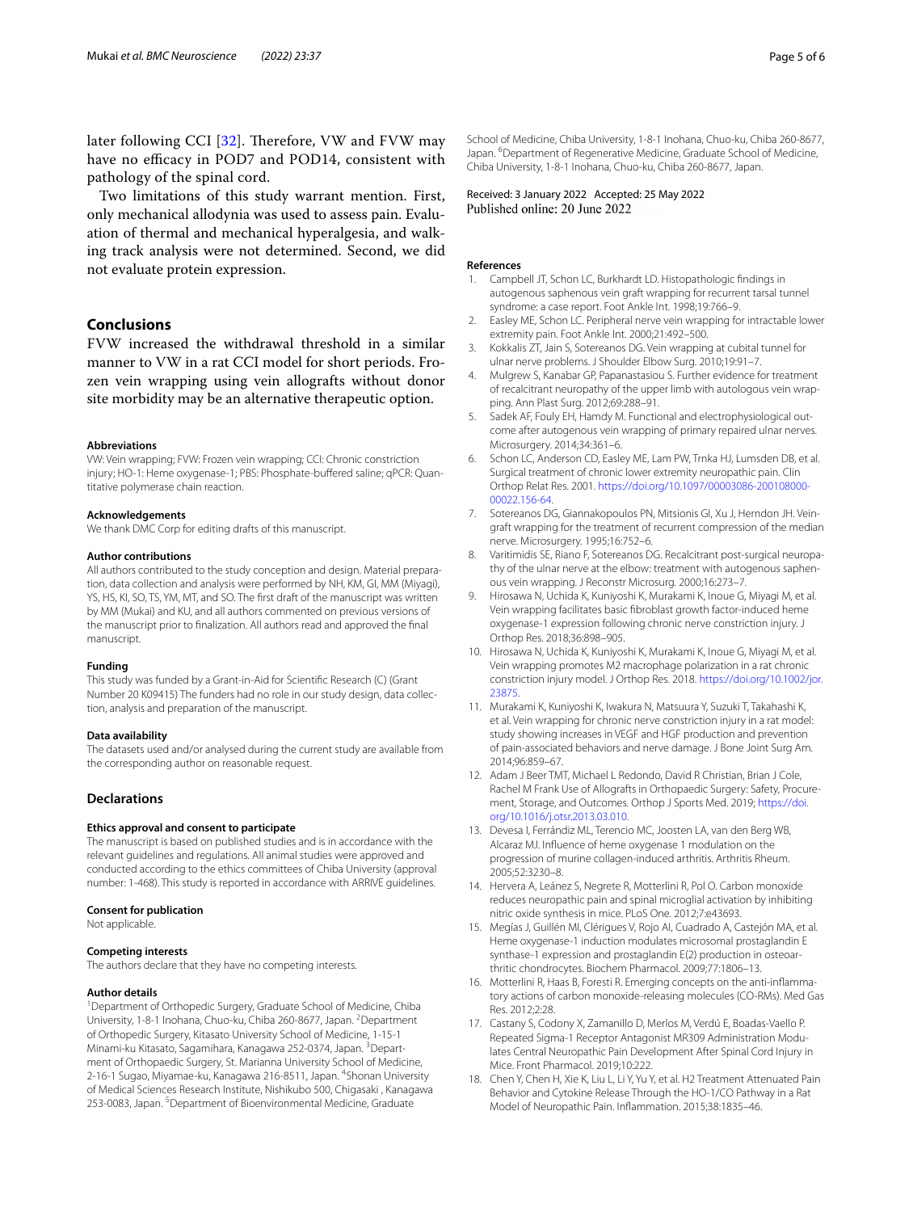later following CCI [32]. Therefore, VW and FVW may have no efficacy in POD7 and POD14, consistent with pathology of the spinal cord.

Two limitations of this study warrant mention. First, only mechanical allodynia was used to assess pain. Evaluation of thermal and mechanical hyperalgesia, and walking track analysis were not determined. Second, we did not evaluate protein expression.

## Conclusions

FVW increased the withdrawal threshold in a similar manner to VW in a rat CCI model for short periods. Frozen vein wrapping using vein allografts without donor site morbidity may be an alternative therapeutic option.

#### Abbreviations

VW: Vein wrapping; FVW: Frozen vein wrapping; CCI: Chronic constriction injury; HO-1: Heme oxygenase-1; PBS: Phosphate-buffered saline; qPCR: Quantitative polymerase chain reaction.

#### Acknowledgements

We thank DMC Corp for editing drafts of this manuscript.

#### Author contributions

All authors contributed to the study conception and design. Material preparation, data collection and analysis were performed by NH, KM, GI, MM (Miyagi), YS, HS, KI, SO, TS, YM, MT, and SO. The first draft of the manuscript was written by MM (Mukai) and KU, and all authors commented on previous versions of the manuscript prior to finalization. All authors read and approved the final manuscript.

#### Funding

This study was funded by a Grant-in-Aid for Scientific Research (C) (Grant Number 20 K09415) The funders had no role in our study design, data collection, analysis and preparation of the manuscript.

#### Data availability

The datasets used and/or analysed during the current study are available from the corresponding author on reasonable request.

## Declarations

#### Ethics approval and consent to participate

The manuscript is based on published studies and is in accordance with the relevant guidelines and regulations. All animal studies were approved and conducted according to the ethics committees of Chiba University (approval number: 1-468). This study is reported in accordance with ARRIVE guidelines.

#### Consent for publication

Not applicable.

#### Competing interests

The authors declare that they have no competing interests.

#### Author details

[1]Department of Orthopedic Surgery, Graduate School of Medicine, Chiba University, 1-8-1 Inohana, Chuo-ku, Chiba 260-8677, Japan. [2]Department of Orthopedic Surgery, Kitasato University School of Medicine, 1-15-1 Minami-ku Kitasato, Sagamihara, Kanagawa 252-0374, Japan. [3]Department of Orthopaedic Surgery, St. Marianna University School of Medicine, 2-16-1 Sugao, Miyamae-ku, Kanagawa 216-8511, Japan. [4]Shonan University of Medical Sciences Research Institute, Nishikubo 500, Chigasaki , Kanagawa 253-0083, Japan. [5]Department of Bioenvironmental Medicine, Graduate School of Medicine, Chiba University, 1-8-1 Inohana, Chuo-ku, Chiba 260-8677, Japan. [6]Department of Regenerative Medicine, Graduate School of Medicine, Chiba University, 1-8-1 Inohana, Chuo-ku, Chiba 260-8677, Japan.

Received: 3 January 2022 Accepted: 25 May 2022
Published online: 20 June 2022

#### References

1. Campbell JT, Schon LC, Burkhardt LD. Histopathologic findings in autogenous saphenous vein graft wrapping for recurrent tarsal tunnel syndrome: a case report. Foot Ankle Int. 1998;19:766–9.
2. Easley ME, Schon LC. Peripheral nerve vein wrapping for intractable lower extremity pain. Foot Ankle Int. 2000;21:492–500.
3. Kokkalis ZT, Jain S, Sotereanos DG. Vein wrapping at cubital tunnel for ulnar nerve problems. J Shoulder Elbow Surg. 2010;19:91–7.
4. Mulgrew S, Kanabar GP, Papanastasiou S. Further evidence for treatment of recalcitrant neuropathy of the upper limb with autologous vein wrapping. Ann Plast Surg. 2012;69:288–91.
5. Sadek AF, Fouly EH, Hamdy M. Functional and electrophysiological outcome after autogenous vein wrapping of primary repaired ulnar nerves. Microsurgery. 2014;34:361–6.
6. Schon LC, Anderson CD, Easley ME, Lam PW, Trnka HJ, Lumsden DB, et al. Surgical treatment of chronic lower extremity neuropathic pain. Clin Orthop Relat Res. 2001. https://doi.org/10.1097/00003086-200108000-00022.156-64.
7. Sotereanos DG, Giannakopoulos PN, Mitsionis GI, Xu J, Herndon JH. Vein-graft wrapping for the treatment of recurrent compression of the median nerve. Microsurgery. 1995;16:752–6.
8. Varitimidis SE, Riano F, Sotereanos DG. Recalcitrant post-surgical neuropathy of the ulnar nerve at the elbow: treatment with autogenous saphenous vein wrapping. J Reconstr Microsurg. 2000;16:273–7.
9. Hirosawa N, Uchida K, Kuniyoshi K, Murakami K, Inoue G, Miyagi M, et al. Vein wrapping facilitates basic fibroblast growth factor-induced heme oxygenase-1 expression following chronic nerve constriction injury. J Orthop Res. 2018;36:898–905.
10. Hirosawa N, Uchida K, Kuniyoshi K, Murakami K, Inoue G, Miyagi M, et al. Vein wrapping promotes M2 macrophage polarization in a rat chronic constriction injury model. J Orthop Res. 2018. https://doi.org/10.1002/jor.23875.
11. Murakami K, Kuniyoshi K, Iwakura N, Matsuura Y, Suzuki T, Takahashi K, et al. Vein wrapping for chronic nerve constriction injury in a rat model: study showing increases in VEGF and HGF production and prevention of pain-associated behaviors and nerve damage. J Bone Joint Surg Am. 2014;96:859–67.
12. Adam J Beer TMT, Michael L Redondo, David R Christian, Brian J Cole, Rachel M Frank Use of Allografts in Orthopaedic Surgery: Safety, Procurement, Storage, and Outcomes. Orthop J Sports Med. 2019; https://doi.org/10.1016/j.otsr.2013.03.010.
13. Devesa I, Ferrándiz ML, Terencio MC, Joosten LA, van den Berg WB, Alcaraz MJ. Influence of heme oxygenase 1 modulation on the progression of murine collagen-induced arthritis. Arthritis Rheum. 2005;52:3230–8.
14. Hervera A, Leánez S, Negrete R, Motterlini R, Pol O. Carbon monoxide reduces neuropathic pain and spinal microglial activation by inhibiting nitric oxide synthesis in mice. PLoS One. 2012;7:e43693.
15. Megías J, Guillén MI, Clérigues V, Rojo AI, Cuadrado A, Castejón MA, et al. Heme oxygenase-1 induction modulates microsomal prostaglandin E synthase-1 expression and prostaglandin E(2) production in osteoarthritic chondrocytes. Biochem Pharmacol. 2009;77:1806–13.
16. Motterlini R, Haas B, Foresti R. Emerging concepts on the anti-inflammatory actions of carbon monoxide-releasing molecules (CO-RMs). Med Gas Res. 2012;2:28.
17. Castany S, Codony X, Zamanillo D, Merlos M, Verdú E, Boadas-Vaello P. Repeated Sigma-1 Receptor Antagonist MR309 Administration Modulates Central Neuropathic Pain Development After Spinal Cord Injury in Mice. Front Pharmacol. 2019;10:222.
18. Chen Y, Chen H, Xie K, Liu L, Li Y, Yu Y, et al. H2 Treatment Attenuated Pain Behavior and Cytokine Release Through the HO-1/CO Pathway in a Rat Model of Neuropathic Pain. Inflammation. 2015;38:1835–46.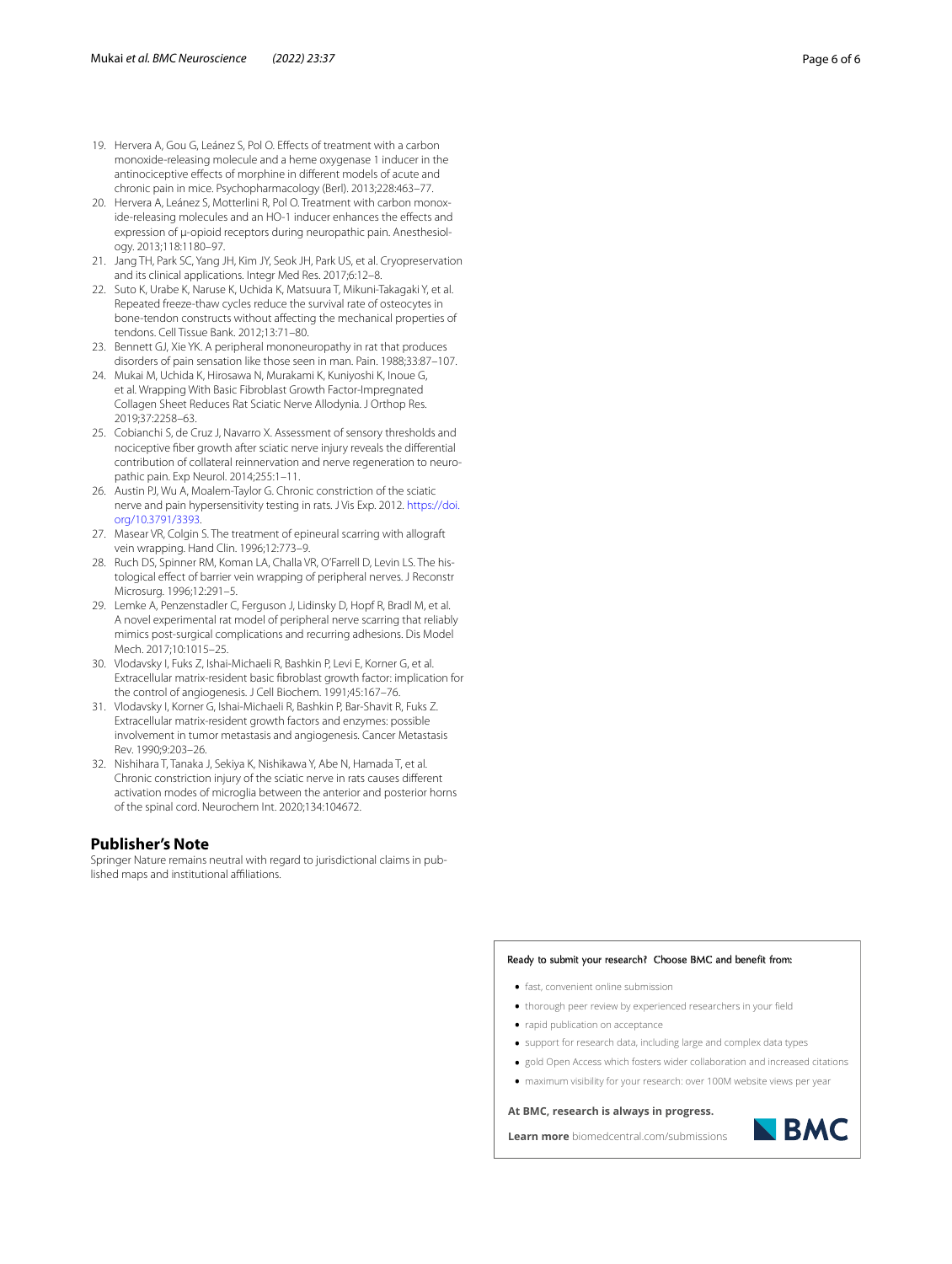19. Hervera A, Gou G, Leánez S, Pol O. Effects of treatment with a carbon monoxide-releasing molecule and a heme oxygenase 1 inducer in the antinociceptive effects of morphine in different models of acute and chronic pain in mice. Psychopharmacology (Berl). 2013;228:463–77.
20. Hervera A, Leánez S, Motterlini R, Pol O. Treatment with carbon monoxide-releasing molecules and an HO-1 inducer enhances the effects and expression of μ-opioid receptors during neuropathic pain. Anesthesiology. 2013;118:1180–97.
21. Jang TH, Park SC, Yang JH, Kim JY, Seok JH, Park US, et al. Cryopreservation and its clinical applications. Integr Med Res. 2017;6:12–8.
22. Suto K, Urabe K, Naruse K, Uchida K, Matsuura T, Mikuni-Takagaki Y, et al. Repeated freeze-thaw cycles reduce the survival rate of osteocytes in bone-tendon constructs without affecting the mechanical properties of tendons. Cell Tissue Bank. 2012;13:71–80.
23. Bennett GJ, Xie YK. A peripheral mononeuropathy in rat that produces disorders of pain sensation like those seen in man. Pain. 1988;33:87–107.
24. Mukai M, Uchida K, Hirosawa N, Murakami K, Kuniyoshi K, Inoue G, et al. Wrapping With Basic Fibroblast Growth Factor-Impregnated Collagen Sheet Reduces Rat Sciatic Nerve Allodynia. J Orthop Res. 2019;37:2258–63.
25. Cobianchi S, de Cruz J, Navarro X. Assessment of sensory thresholds and nociceptive fiber growth after sciatic nerve injury reveals the differential contribution of collateral reinnervation and nerve regeneration to neuropathic pain. Exp Neurol. 2014;255:1–11.
26. Austin PJ, Wu A, Moalem-Taylor G. Chronic constriction of the sciatic nerve and pain hypersensitivity testing in rats. J Vis Exp. 2012. https://doi.org/10.3791/3393.
27. Masear VR, Colgin S. The treatment of epineural scarring with allograft vein wrapping. Hand Clin. 1996;12:773–9.
28. Ruch DS, Spinner RM, Koman LA, Challa VR, O'Farrell D, Levin LS. The histological effect of barrier vein wrapping of peripheral nerves. J Reconstr Microsurg. 1996;12:291–5.
29. Lemke A, Penzenstadler C, Ferguson J, Lidinsky D, Hopf R, Bradl M, et al. A novel experimental rat model of peripheral nerve scarring that reliably mimics post-surgical complications and recurring adhesions. Dis Model Mech. 2017;10:1015–25.
30. Vlodavsky I, Fuks Z, Ishai-Michaeli R, Bashkin P, Levi E, Korner G, et al. Extracellular matrix-resident basic fibroblast growth factor: implication for the control of angiogenesis. J Cell Biochem. 1991;45:167–76.
31. Vlodavsky I, Korner G, Ishai-Michaeli R, Bashkin P, Bar-Shavit R, Fuks Z. Extracellular matrix-resident growth factors and enzymes: possible involvement in tumor metastasis and angiogenesis. Cancer Metastasis Rev. 1990;9:203–26.
32. Nishihara T, Tanaka J, Sekiya K, Nishikawa Y, Abe N, Hamada T, et al. Chronic constriction injury of the sciatic nerve in rats causes different activation modes of microglia between the anterior and posterior horns of the spinal cord. Neurochem Int. 2020;134:104672.

## Publisher's Note

Springer Nature remains neutral with regard to jurisdictional claims in published maps and institutional affiliations.

Ready to submit your research? Choose BMC and benefit from:

- fast, convenient online submission
- thorough peer review by experienced researchers in your field
- rapid publication on acceptance
- support for research data, including large and complex data types
- gold Open Access which fosters wider collaboration and increased citations
- maximum visibility for your research: over 100M website views per year

**At BMC, research is always in progress.**

**Learn more** biomedcentral.com/submissions

BMC